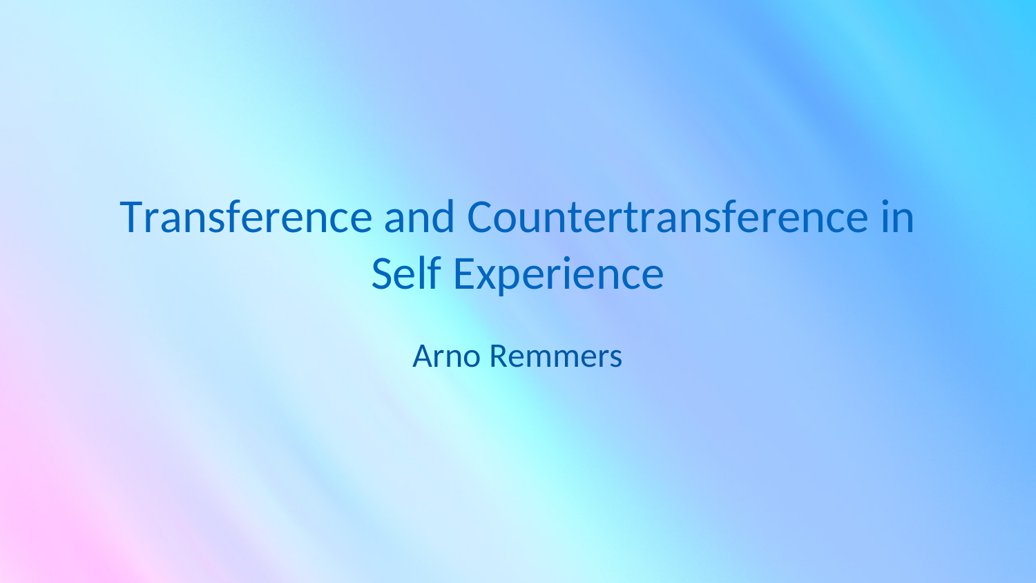# Transference and Countertransference in Self Experience

Arno Remmers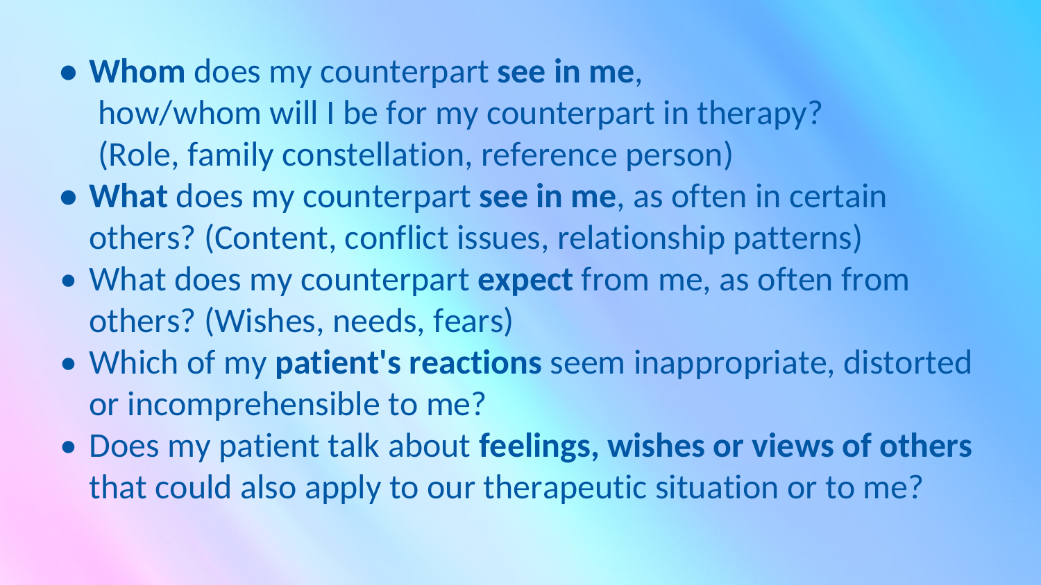- **Whom** does my counterpart **see in me**,
  how/whom will I be for my counterpart in therapy?
  (Role, family constellation, reference person)
- **What** does my counterpart **see in me**, as often in certain others? (Content, conflict issues, relationship patterns)
- What does my counterpart **expect** from me, as often from others? (Wishes, needs, fears)
- Which of my **patient's reactions** seem inappropriate, distorted or incomprehensible to me?
- Does my patient talk about **feelings, wishes or views of others** that could also apply to our therapeutic situation or to me?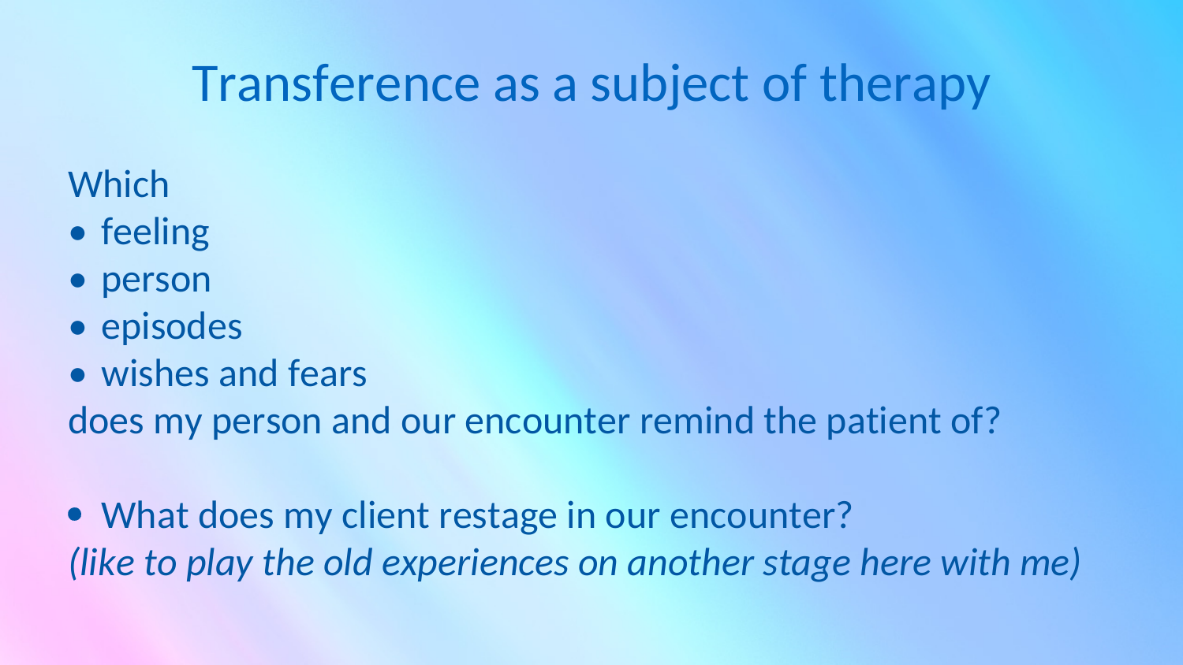# Transference as a subject of therapy

Which

- feeling
- person
- episodes
- wishes and fears

does my person and our encounter remind the patient of?

- What does my client restage in our encounter?

*(like to play the old experiences on another stage here with me)*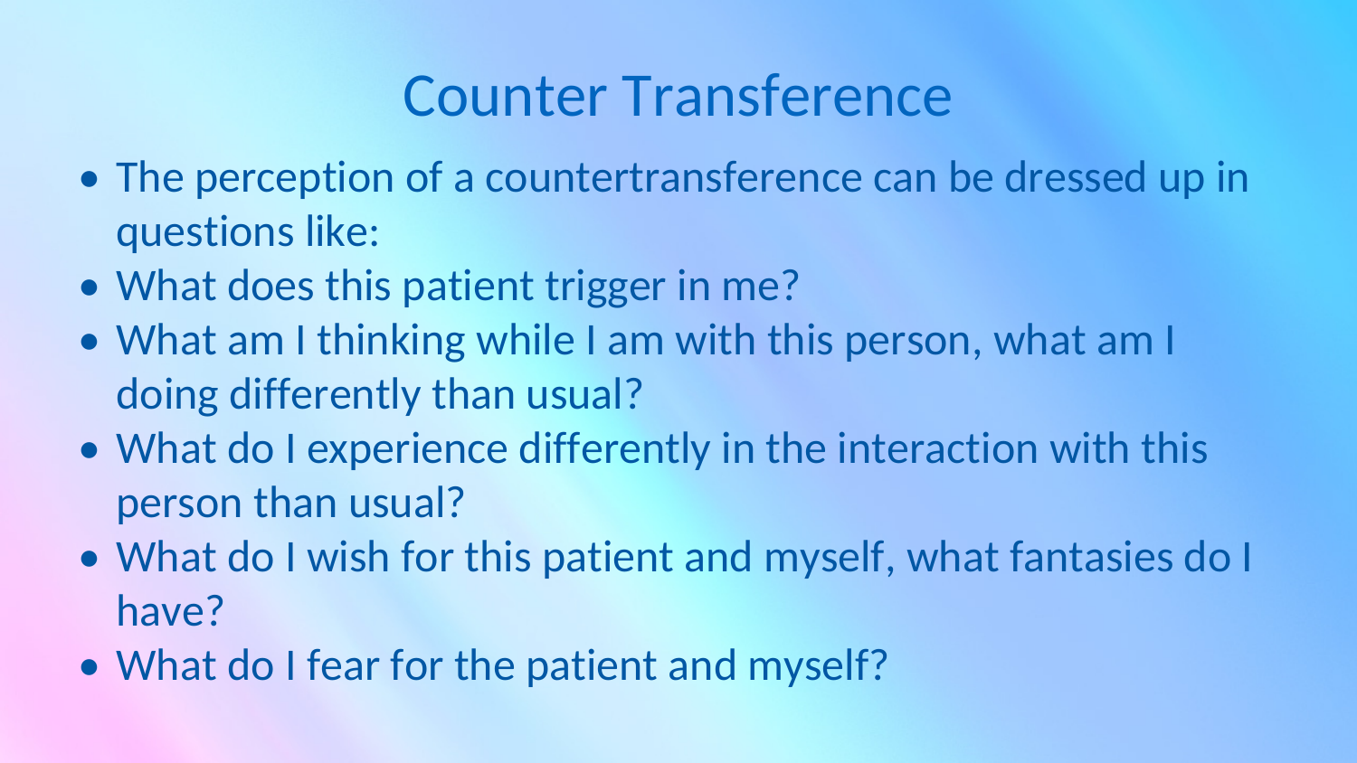# Counter Transference

- The perception of a countertransference can be dressed up in questions like:
- What does this patient trigger in me?
- What am I thinking while I am with this person, what am I doing differently than usual?
- What do I experience differently in the interaction with this person than usual?
- What do I wish for this patient and myself, what fantasies do I have?
- What do I fear for the patient and myself?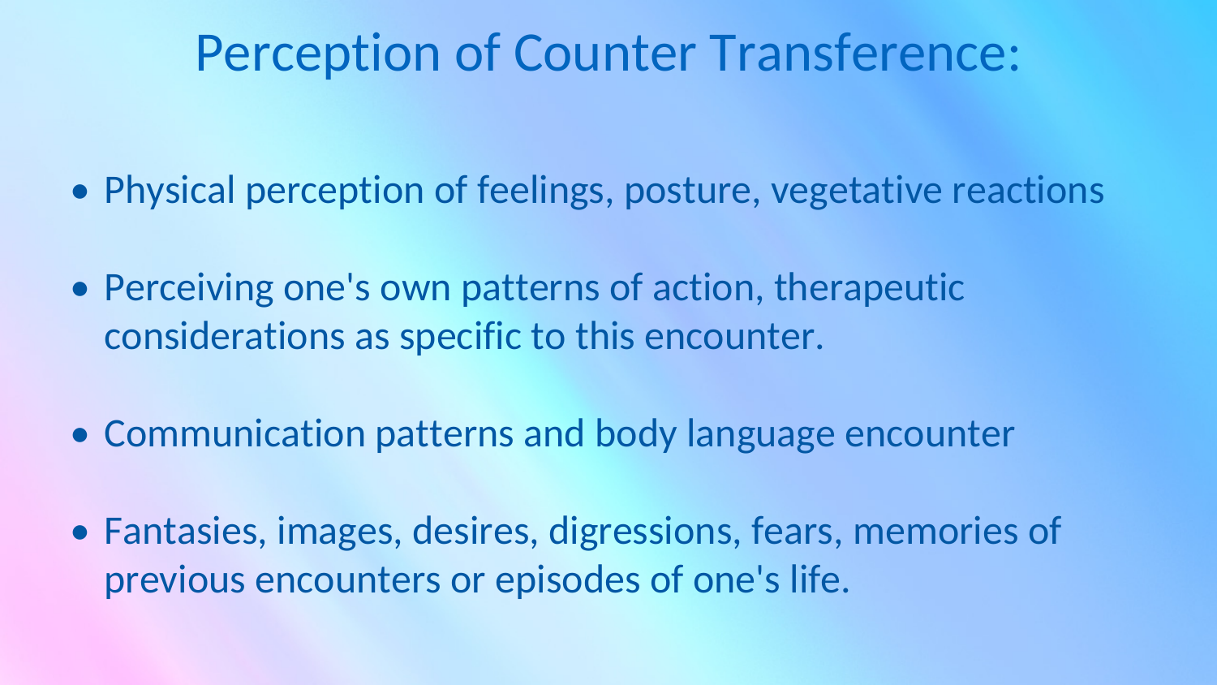# Perception of Counter Transference:

- Physical perception of feelings, posture, vegetative reactions
- Perceiving one's own patterns of action, therapeutic considerations as specific to this encounter.
- Communication patterns and body language encounter
- Fantasies, images, desires, digressions, fears, memories of previous encounters or episodes of one's life.